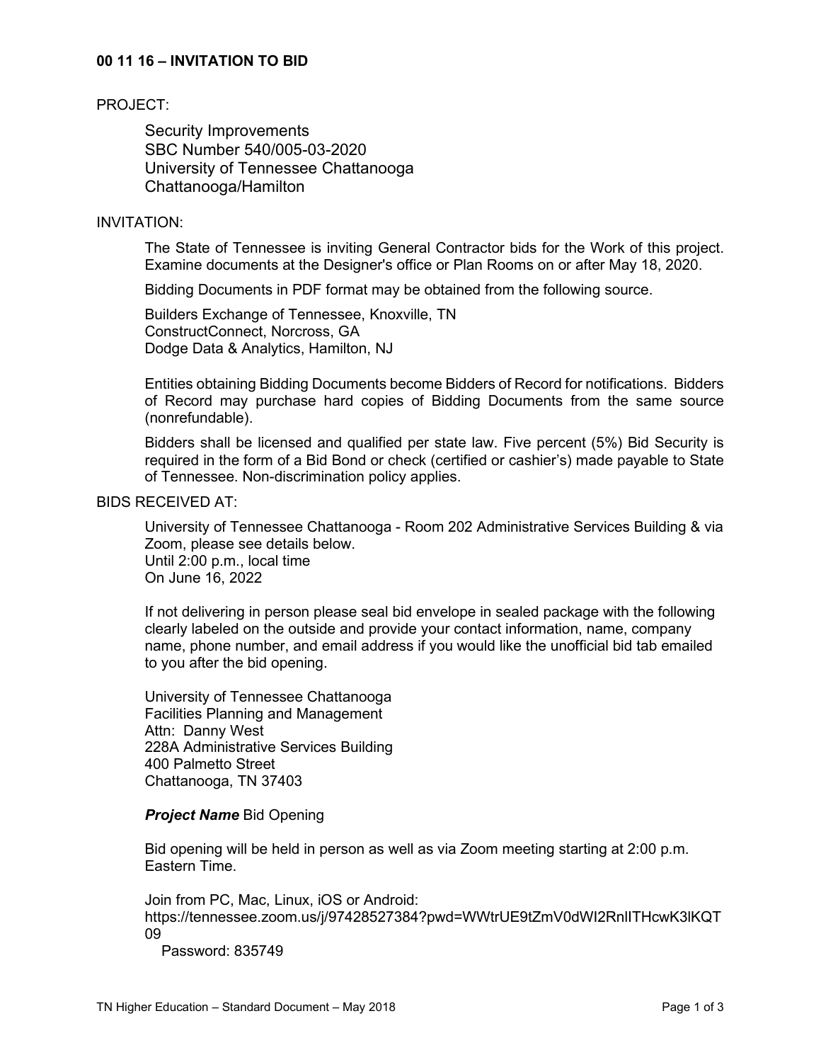# 00 11 16 – INVITATION TO BID

PROJECT:

Security Improvements
SBC Number 540/005-03-2020
University of Tennessee Chattanooga
Chattanooga/Hamilton

INVITATION:

The State of Tennessee is inviting General Contractor bids for the Work of this project. Examine documents at the Designer's office or Plan Rooms on or after May 18, 2020.

Bidding Documents in PDF format may be obtained from the following source.

Builders Exchange of Tennessee, Knoxville, TN
ConstructConnect, Norcross, GA
Dodge Data & Analytics, Hamilton, NJ

Entities obtaining Bidding Documents become Bidders of Record for notifications. Bidders of Record may purchase hard copies of Bidding Documents from the same source (nonrefundable).

Bidders shall be licensed and qualified per state law. Five percent (5%) Bid Security is required in the form of a Bid Bond or check (certified or cashier's) made payable to State of Tennessee. Non-discrimination policy applies.

BIDS RECEIVED AT:

University of Tennessee Chattanooga - Room 202 Administrative Services Building & via Zoom, please see details below.
Until 2:00 p.m., local time
On June 16, 2022

If not delivering in person please seal bid envelope in sealed package with the following clearly labeled on the outside and provide your contact information, name, company name, phone number, and email address if you would like the unofficial bid tab emailed to you after the bid opening.

University of Tennessee Chattanooga
Facilities Planning and Management
Attn: Danny West
228A Administrative Services Building
400 Palmetto Street
Chattanooga, TN 37403

***Project Name*** Bid Opening

Bid opening will be held in person as well as via Zoom meeting starting at 2:00 p.m. Eastern Time.

Join from PC, Mac, Linux, iOS or Android:
https://tennessee.zoom.us/j/97428527384?pwd=WWtrUE9tZmV0dWI2RnlITHcwK3lKQT09
Password: 835749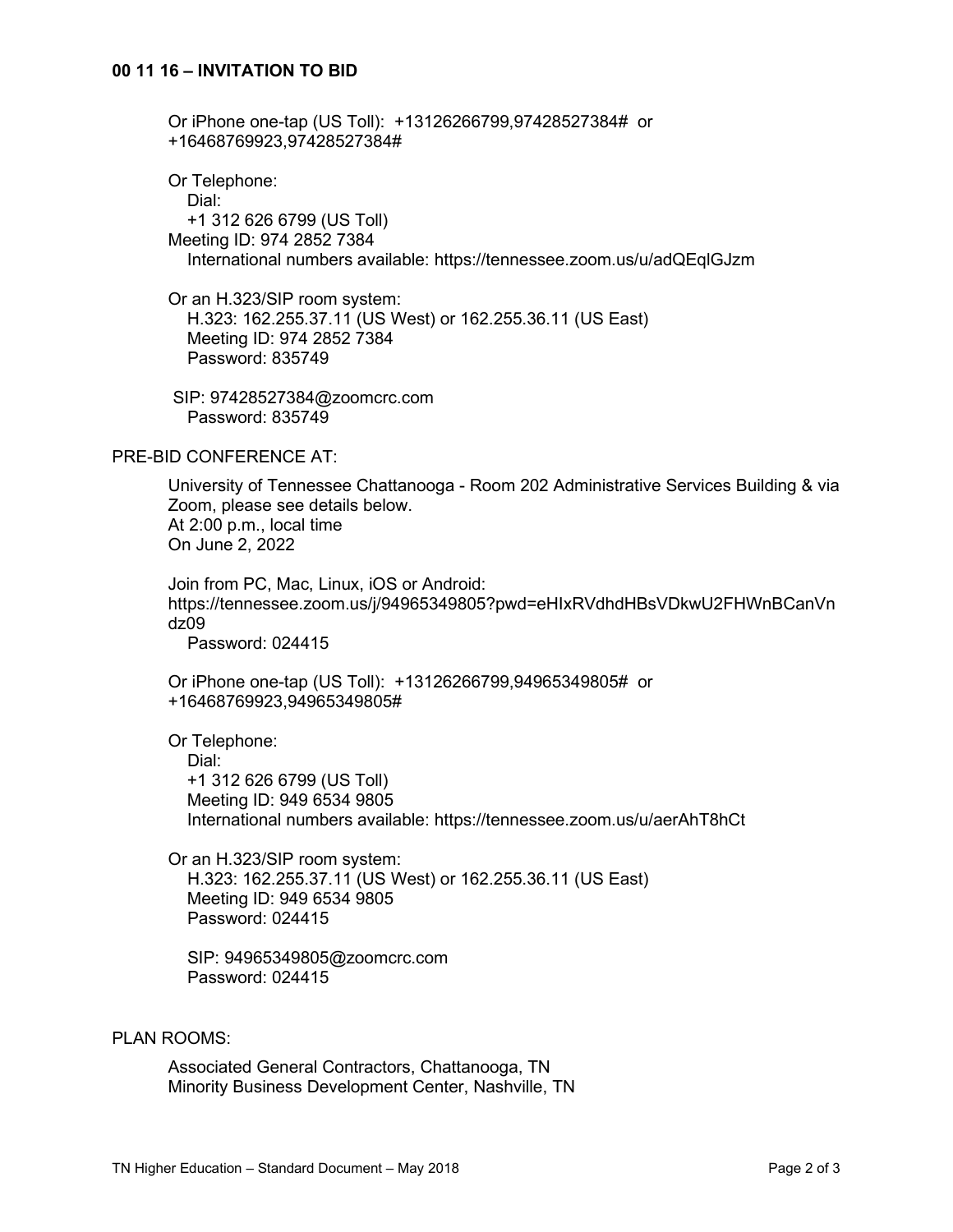## 00 11 16 – INVITATION TO BID

Or iPhone one-tap (US Toll): +13126266799,97428527384# or +16468769923,97428527384#

Or Telephone:
Dial:
+1 312 626 6799 (US Toll)
Meeting ID: 974 2852 7384
International numbers available: https://tennessee.zoom.us/u/adQEqlGJzm

Or an H.323/SIP room system:
H.323: 162.255.37.11 (US West) or 162.255.36.11 (US East)
Meeting ID: 974 2852 7384
Password: 835749

SIP: 97428527384@zoomcrc.com
Password: 835749

PRE-BID CONFERENCE AT:

University of Tennessee Chattanooga - Room 202 Administrative Services Building & via Zoom, please see details below.
At 2:00 p.m., local time
On June 2, 2022

Join from PC, Mac, Linux, iOS or Android:
https://tennessee.zoom.us/j/94965349805?pwd=eHIxRVdhdHBsVDkwU2FHWnBCanVndz09
Password: 024415

Or iPhone one-tap (US Toll): +13126266799,94965349805# or +16468769923,94965349805#

Or Telephone:
Dial:
+1 312 626 6799 (US Toll)
Meeting ID: 949 6534 9805
International numbers available: https://tennessee.zoom.us/u/aerAhT8hCt

Or an H.323/SIP room system:
H.323: 162.255.37.11 (US West) or 162.255.36.11 (US East)
Meeting ID: 949 6534 9805
Password: 024415

SIP: 94965349805@zoomcrc.com
Password: 024415

PLAN ROOMS:

Associated General Contractors, Chattanooga, TN
Minority Business Development Center, Nashville, TN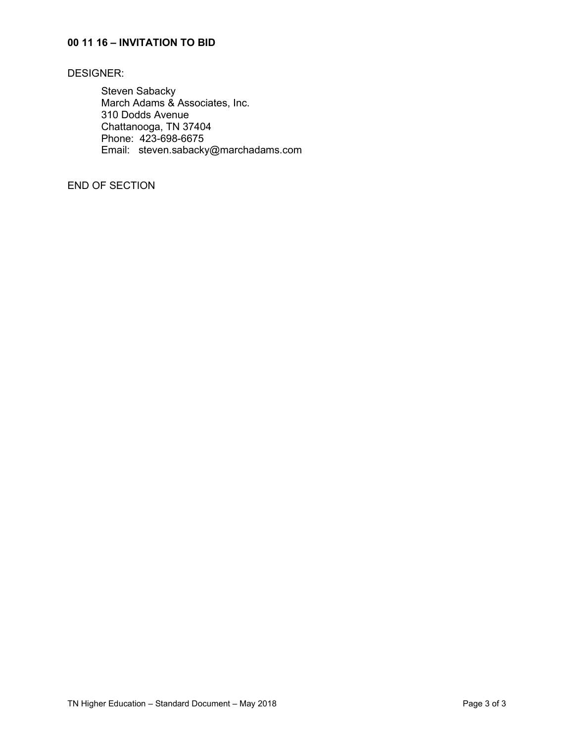**00 11 16 – INVITATION TO BID**

DESIGNER:

Steven Sabacky
March Adams & Associates, Inc.
310 Dodds Avenue
Chattanooga, TN 37404
Phone: 423-698-6675
Email: steven.sabacky@marchadams.com

END OF SECTION